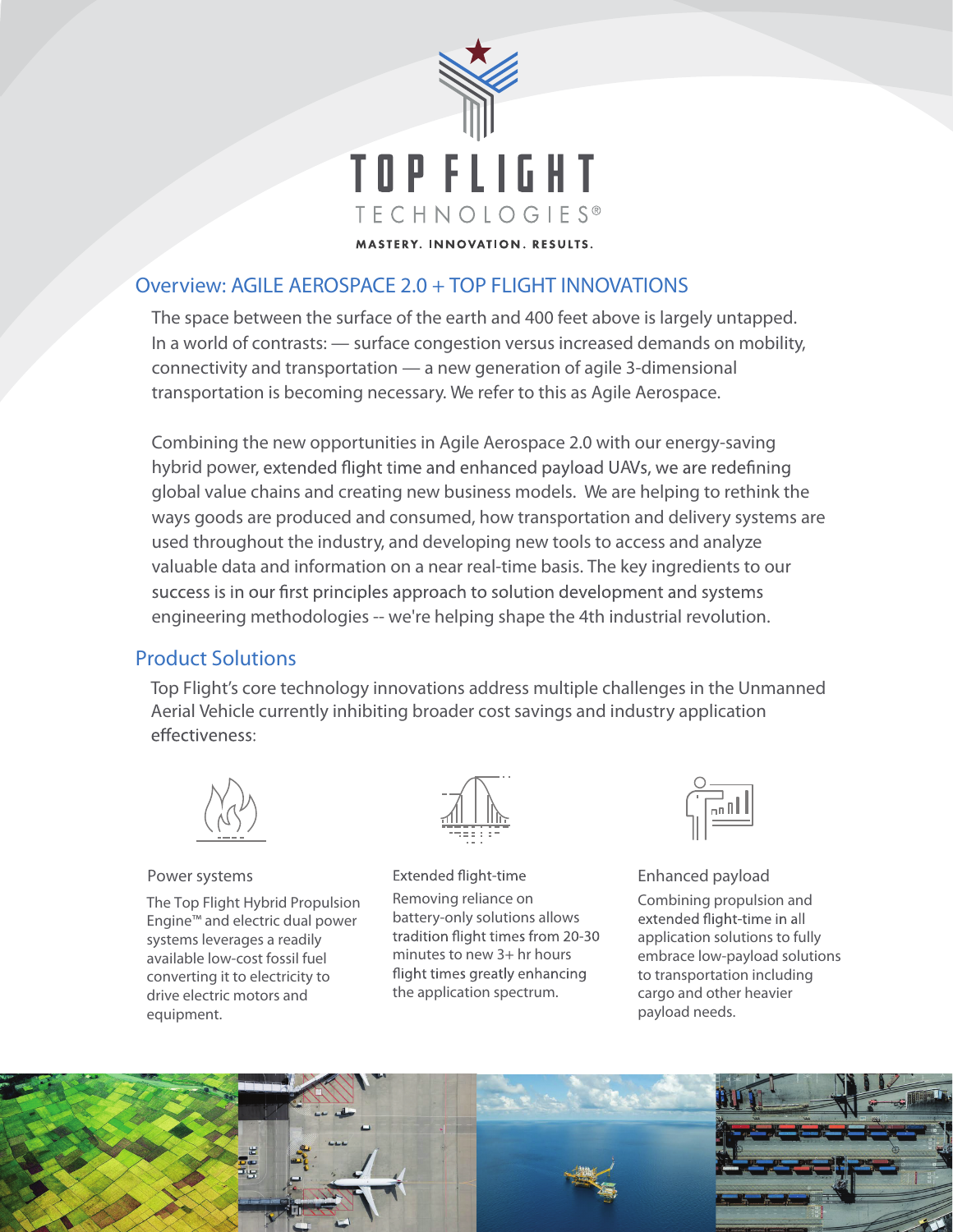# TOP FLIGHT TECHNOLOGIES®

MASTERY. INNOVATION. RESULTS.

## Overview: AGILE AEROSPACE 2.0 + TOP FLIGHT INNOVATIONS

The space between the surface of the earth and 400 feet above is largely untapped. In a world of contrasts: — surface congestion versus increased demands on mobility, connectivity and transportation — a new generation of agile 3-dimensional transportation is becoming necessary. We refer to this as Agile Aerospace.

Combining the new opportunities in Agile Aerospace 2.0 with our energy-saving hybrid power, extended flight time and enhanced payload UAVs, we are redefining global value chains and creating new business models. We are helping to rethink the ways goods are produced and consumed, how transportation and delivery systems are used throughout the industry, and developing new tools to access and analyze valuable data and information on a near real-time basis. The key ingredients to our success is in our first principles approach to solution development and systems engineering methodologies -- we're helping shape the 4th industrial revolution.

## Product Solutions

Top Flight's core technology innovations address multiple challenges in the Unmanned Aerial Vehicle currently inhibiting broader cost savings and industry application effectiveness:

### Power systems

The Top Flight Hybrid Propulsion Engine™ and electric dual power systems leverages a readily available low-cost fossil fuel converting it to electricity to drive electric motors and equipment.

### Extended flight-time

Removing reliance on battery-only solutions allows tradition flight times from 20-30 minutes to new 3+ hr hours flight times greatly enhancing the application spectrum.

### Enhanced payload

Combining propulsion and extended flight-time in all application solutions to fully embrace low-payload solutions to transportation including cargo and other heavier payload needs.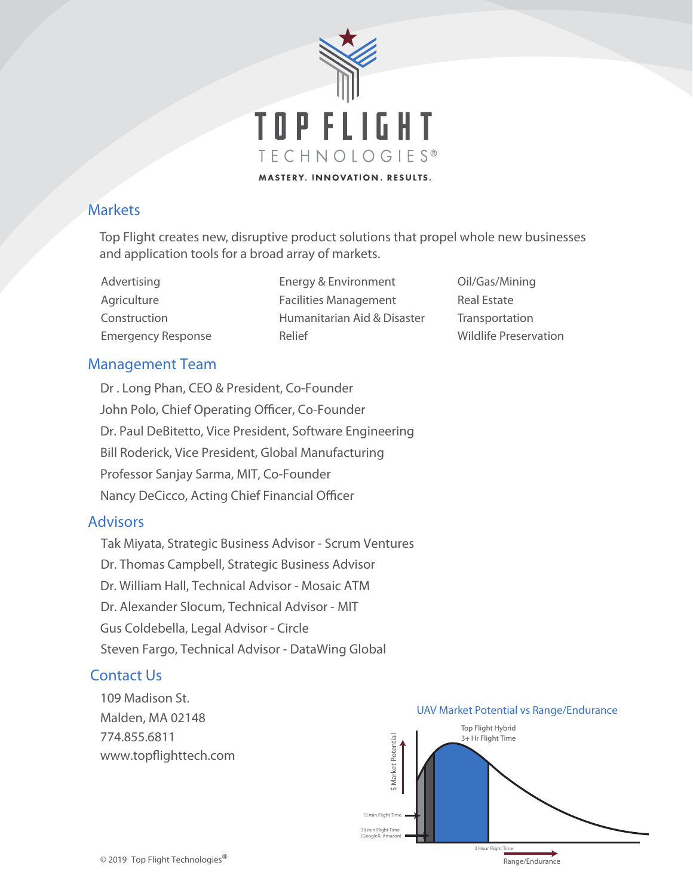TOP FLIGHT

TECHNOLOGIES®

MASTERY. INNOVATION. RESULTS.

## Markets

Top Flight creates new, disruptive product solutions that propel whole new businesses and application tools for a broad array of markets.

- Advertising
- Agriculture
- Construction
- Emergency Response
- Energy & Environment
- Facilities Management
- Humanitarian Aid & Disaster Relief
- Oil/Gas/Mining
- Real Estate
- Transportation
- Wildlife Preservation

## Management Team

Dr . Long Phan, CEO & President, Co-Founder

John Polo, Chief Operating Officer, Co-Founder

Dr. Paul DeBitetto, Vice President, Software Engineering

Bill Roderick, Vice President, Global Manufacturing

Professor Sanjay Sarma, MIT, Co-Founder

Nancy DeCicco, Acting Chief Financial Officer

## Advisors

Tak Miyata, Strategic Business Advisor - Scrum Ventures

Dr. Thomas Campbell, Strategic Business Advisor

Dr. William Hall, Technical Advisor - Mosaic ATM

Dr. Alexander Slocum, Technical Advisor - MIT

Gus Coldebella, Legal Advisor - Circle

Steven Fargo, Technical Advisor - DataWing Global

## Contact Us

109 Madison St.
Malden, MA 02148
774.855.6811
www.topflighttech.com

UAV Market Potential vs Range/Endurance

Top Flight Hybrid
3+ Hr Flight Time

$ Market Potential

15 min Flight Time

30 min Flight Time
(GoogleX, Amazon)

3 Hour Flight Time

Range/Endurance

© 2019 Top Flight Technologies®